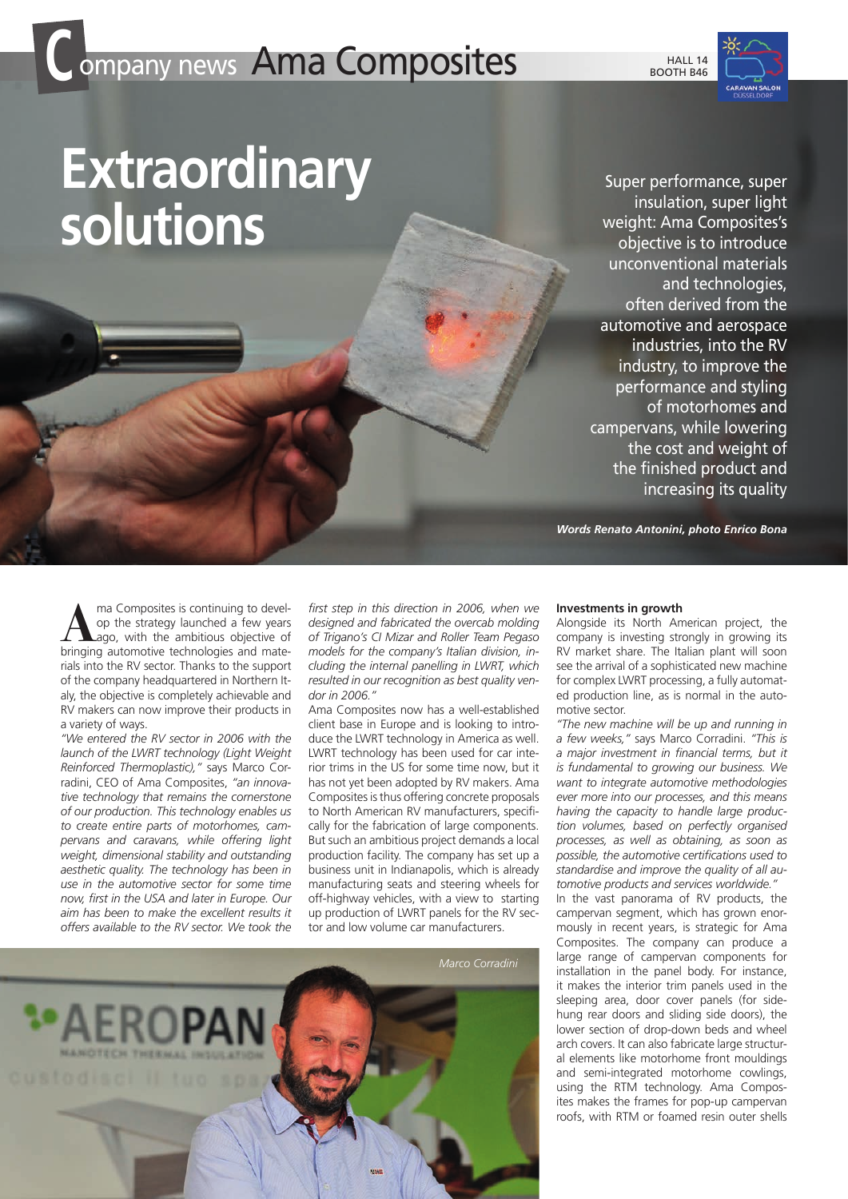# Company news Ama Composites

HALL 14
BOOTH B46

# Extraordinary solutions

Super performance, super insulation, super light weight: Ama Composites's objective is to introduce unconventional materials and technologies, often derived from the automotive and aerospace industries, into the RV industry, to improve the performance and styling of motorhomes and campervans, while lowering the cost and weight of the finished product and increasing its quality

***Words Renato Antonini, photo Enrico Bona***

Ama Composites is continuing to develop the strategy launched a few years ago, with the ambitious objective of bringing automotive technologies and materials into the RV sector. Thanks to the support of the company headquartered in Northern Italy, the objective is completely achievable and RV makers can now improve their products in a variety of ways.

*"We entered the RV sector in 2006 with the launch of the LWRT technology (Light Weight Reinforced Thermoplastic),"* says Marco Corradini, CEO of Ama Composites, *"an innovative technology that remains the cornerstone of our production. This technology enables us to create entire parts of motorhomes, campervans and caravans, while offering light weight, dimensional stability and outstanding aesthetic quality. The technology has been in use in the automotive sector for some time now, first in the USA and later in Europe. Our aim has been to make the excellent results it offers available to the RV sector. We took the first step in this direction in 2006, when we designed and fabricated the overcab molding of Trigano's CI Mizar and Roller Team Pegaso models for the company's Italian division, including the internal panelling in LWRT, which resulted in our recognition as best quality vendor in 2006."*

Ama Composites now has a well-established client base in Europe and is looking to introduce the LWRT technology in America as well. LWRT technology has been used for car interior trims in the US for some time now, but it has not yet been adopted by RV makers. Ama Composites is thus offering concrete proposals to North American RV manufacturers, specifically for the fabrication of large components. But such an ambitious project demands a local production facility. The company has set up a business unit in Indianapolis, which is already manufacturing seats and steering wheels for off-highway vehicles, with a view to starting up production of LWRT panels for the RV sector and low volume car manufacturers.

Marco Corradini

**Investments in growth**

Alongside its North American project, the company is investing strongly in growing its RV market share. The Italian plant will soon see the arrival of a sophisticated new machine for complex LWRT processing, a fully automated production line, as is normal in the automotive sector.

*"The new machine will be up and running in a few weeks,"* says Marco Corradini. *"This is a major investment in financial terms, but it is fundamental to growing our business. We want to integrate automotive methodologies ever more into our processes, and this means having the capacity to handle large production volumes, based on perfectly organised processes, as well as obtaining, as soon as possible, the automotive certifications used to standardise and improve the quality of all automotive products and services worldwide."*

In the vast panorama of RV products, the campervan segment, which has grown enormously in recent years, is strategic for Ama Composites. The company can produce a large range of campervan components for installation in the panel body. For instance, it makes the interior trim panels used in the sleeping area, door cover panels (for side-hung rear doors and sliding side doors), the lower section of drop-down beds and wheel arch covers. It can also fabricate large structural elements like motorhome front mouldings and semi-integrated motorhome cowlings, using the RTM technology. Ama Composites makes the frames for pop-up campervan roofs, with RTM or foamed resin outer shells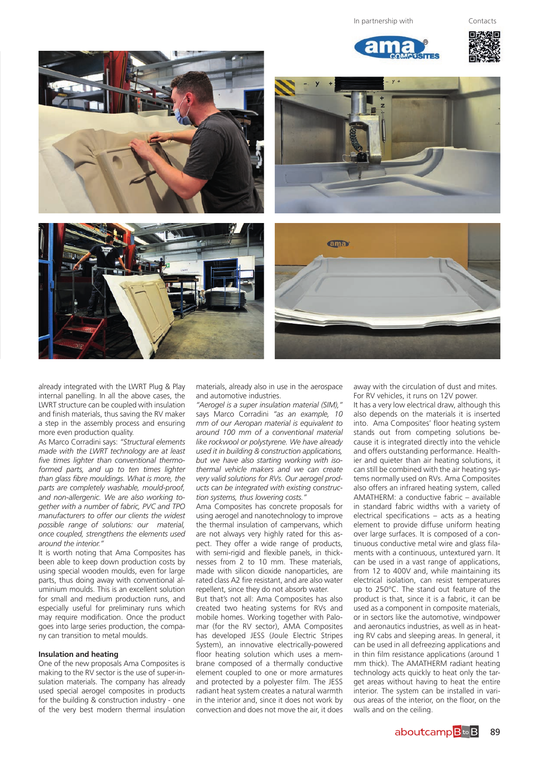already integrated with the LWRT Plug & Play internal panelling. In all the above cases, the LWRT structure can be coupled with insulation and finish materials, thus saving the RV maker a step in the assembly process and ensuring more even production quality.

As Marco Corradini says: *"Structural elements made with the LWRT technology are at least five times lighter than conventional thermoformed parts, and up to ten times lighter than glass fibre mouldings. What is more, the parts are completely washable, mould-proof, and non-allergenic. We are also working together with a number of fabric, PVC and TPO manufacturers to offer our clients the widest possible range of solutions: our material, once coupled, strengthens the elements used around the interior."*

It is worth noting that Ama Composites has been able to keep down production costs by using special wooden moulds, even for large parts, thus doing away with conventional aluminium moulds. This is an excellent solution for small and medium production runs, and especially useful for preliminary runs which may require modification. Once the product goes into large series production, the company can transition to metal moulds.

**Insulation and heating**

One of the new proposals Ama Composites is making to the RV sector is the use of super-insulation materials. The company has already used special aerogel composites in products for the building & construction industry - one of the very best modern thermal insulation materials, already also in use in the aerospace and automotive industries.

*"Aerogel is a super insulation material (SIM),"* says Marco Corradini *"as an example, 10 mm of our Aeropan material is equivalent to around 100 mm of a conventional material like rockwool or polystyrene. We have already used it in building & construction applications, but we have also starting working with isothermal vehicle makers and we can create very valid solutions for RVs. Our aerogel products can be integrated with existing construction systems, thus lowering costs."*

Ama Composites has concrete proposals for using aerogel and nanotechnology to improve the thermal insulation of campervans, which are not always very highly rated for this aspect. They offer a wide range of products, with semi-rigid and flexible panels, in thicknesses from 2 to 10 mm. These materials, made with silicon dioxide nanoparticles, are rated class A2 fire resistant, and are also water repellent, since they do not absorb water.

But that's not all: Ama Composites has also created two heating systems for RVs and mobile homes. Working together with Palomar (for the RV sector), AMA Composites has developed JESS (Joule Electric Stripes System), an innovative electrically-powered floor heating solution which uses a membrane composed of a thermally conductive element coupled to one or more armatures and protected by a polyester film. The JESS radiant heat system creates a natural warmth in the interior and, since it does not work by convection and does not move the air, it does away with the circulation of dust and mites. For RV vehicles, it runs on 12V power.

It has a very low electrical draw, although this also depends on the materials it is inserted into. Ama Composites' floor heating system stands out from competing solutions because it is integrated directly into the vehicle and offers outstanding performance. Healthier and quieter than air heating solutions, it can still be combined with the air heating systems normally used on RVs. Ama Composites also offers an infrared heating system, called AMATHERM: a conductive fabric – available in standard fabric widths with a variety of electrical specifications – acts as a heating element to provide diffuse uniform heating over large surfaces. It is composed of a continuous conductive metal wire and glass filaments with a continuous, untextured yarn. It can be used in a vast range of applications, from 12 to 400V and, while maintaining its electrical isolation, can resist temperatures up to 250°C. The stand out feature of the product is that, since it is a fabric, it can be used as a component in composite materials, or in sectors like the automotive, windpower and aeronautics industries, as well as in heating RV cabs and sleeping areas. In general, it can be used in all defreezing applications and in thin film resistance applications (around 1 mm thick). The AMATHERM radiant heating technology acts quickly to heat only the target areas without having to heat the entire interior. The system can be installed in various areas of the interior, on the floor, on the walls and on the ceiling.